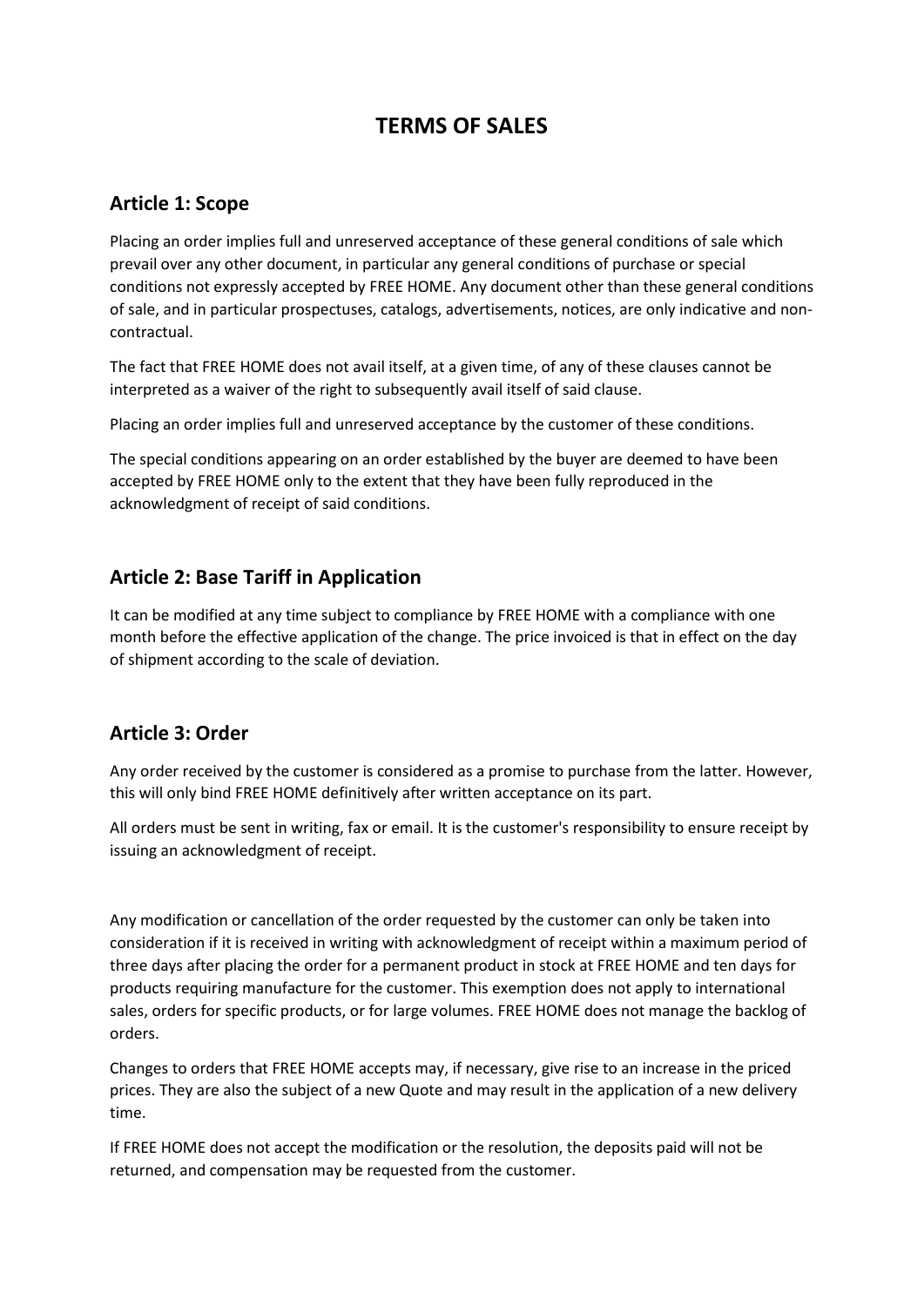# TERMS OF SALES

## Article 1: Scope

Placing an order implies full and unreserved acceptance of these general conditions of sale which prevail over any other document, in particular any general conditions of purchase or special conditions not expressly accepted by FREE HOME. Any document other than these general conditions of sale, and in particular prospectuses, catalogs, advertisements, notices, are only indicative and non-contractual.

The fact that FREE HOME does not avail itself, at a given time, of any of these clauses cannot be interpreted as a waiver of the right to subsequently avail itself of said clause.

Placing an order implies full and unreserved acceptance by the customer of these conditions.

The special conditions appearing on an order established by the buyer are deemed to have been accepted by FREE HOME only to the extent that they have been fully reproduced in the acknowledgment of receipt of said conditions.

## Article 2: Base Tariff in Application

It can be modified at any time subject to compliance by FREE HOME with a compliance with one month before the effective application of the change. The price invoiced is that in effect on the day of shipment according to the scale of deviation.

## Article 3: Order

Any order received by the customer is considered as a promise to purchase from the latter. However, this will only bind FREE HOME definitively after written acceptance on its part.

All orders must be sent in writing, fax or email. It is the customer's responsibility to ensure receipt by issuing an acknowledgment of receipt.

Any modification or cancellation of the order requested by the customer can only be taken into consideration if it is received in writing with acknowledgment of receipt within a maximum period of three days after placing the order for a permanent product in stock at FREE HOME and ten days for products requiring manufacture for the customer. This exemption does not apply to international sales, orders for specific products, or for large volumes. FREE HOME does not manage the backlog of orders.

Changes to orders that FREE HOME accepts may, if necessary, give rise to an increase in the priced prices. They are also the subject of a new Quote and may result in the application of a new delivery time.

If FREE HOME does not accept the modification or the resolution, the deposits paid will not be returned, and compensation may be requested from the customer.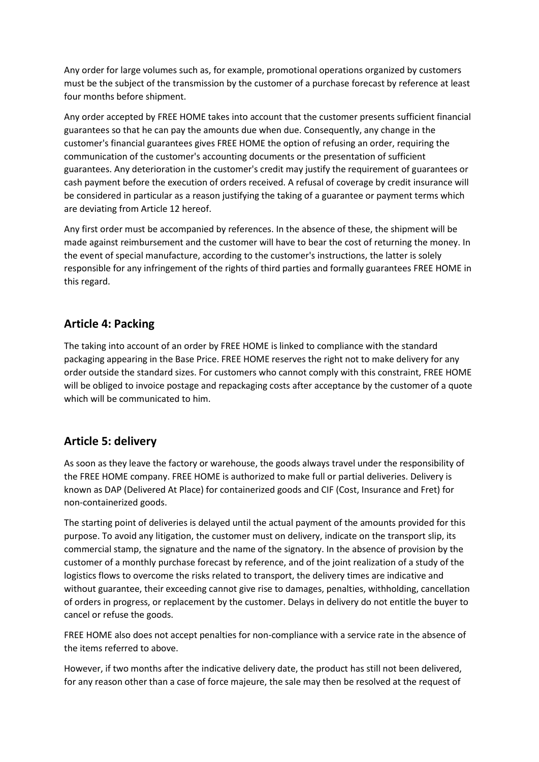Any order for large volumes such as, for example, promotional operations organized by customers must be the subject of the transmission by the customer of a purchase forecast by reference at least four months before shipment.

Any order accepted by FREE HOME takes into account that the customer presents sufficient financial guarantees so that he can pay the amounts due when due. Consequently, any change in the customer's financial guarantees gives FREE HOME the option of refusing an order, requiring the communication of the customer's accounting documents or the presentation of sufficient guarantees. Any deterioration in the customer's credit may justify the requirement of guarantees or cash payment before the execution of orders received. A refusal of coverage by credit insurance will be considered in particular as a reason justifying the taking of a guarantee or payment terms which are deviating from Article 12 hereof.

Any first order must be accompanied by references. In the absence of these, the shipment will be made against reimbursement and the customer will have to bear the cost of returning the money. In the event of special manufacture, according to the customer's instructions, the latter is solely responsible for any infringement of the rights of third parties and formally guarantees FREE HOME in this regard.

## Article 4: Packing

The taking into account of an order by FREE HOME is linked to compliance with the standard packaging appearing in the Base Price. FREE HOME reserves the right not to make delivery for any order outside the standard sizes. For customers who cannot comply with this constraint, FREE HOME will be obliged to invoice postage and repackaging costs after acceptance by the customer of a quote which will be communicated to him.

## Article 5: delivery

As soon as they leave the factory or warehouse, the goods always travel under the responsibility of the FREE HOME company. FREE HOME is authorized to make full or partial deliveries. Delivery is known as DAP (Delivered At Place) for containerized goods and CIF (Cost, Insurance and Fret) for non-containerized goods.

The starting point of deliveries is delayed until the actual payment of the amounts provided for this purpose. To avoid any litigation, the customer must on delivery, indicate on the transport slip, its commercial stamp, the signature and the name of the signatory. In the absence of provision by the customer of a monthly purchase forecast by reference, and of the joint realization of a study of the logistics flows to overcome the risks related to transport, the delivery times are indicative and without guarantee, their exceeding cannot give rise to damages, penalties, withholding, cancellation of orders in progress, or replacement by the customer. Delays in delivery do not entitle the buyer to cancel or refuse the goods.

FREE HOME also does not accept penalties for non-compliance with a service rate in the absence of the items referred to above.

However, if two months after the indicative delivery date, the product has still not been delivered, for any reason other than a case of force majeure, the sale may then be resolved at the request of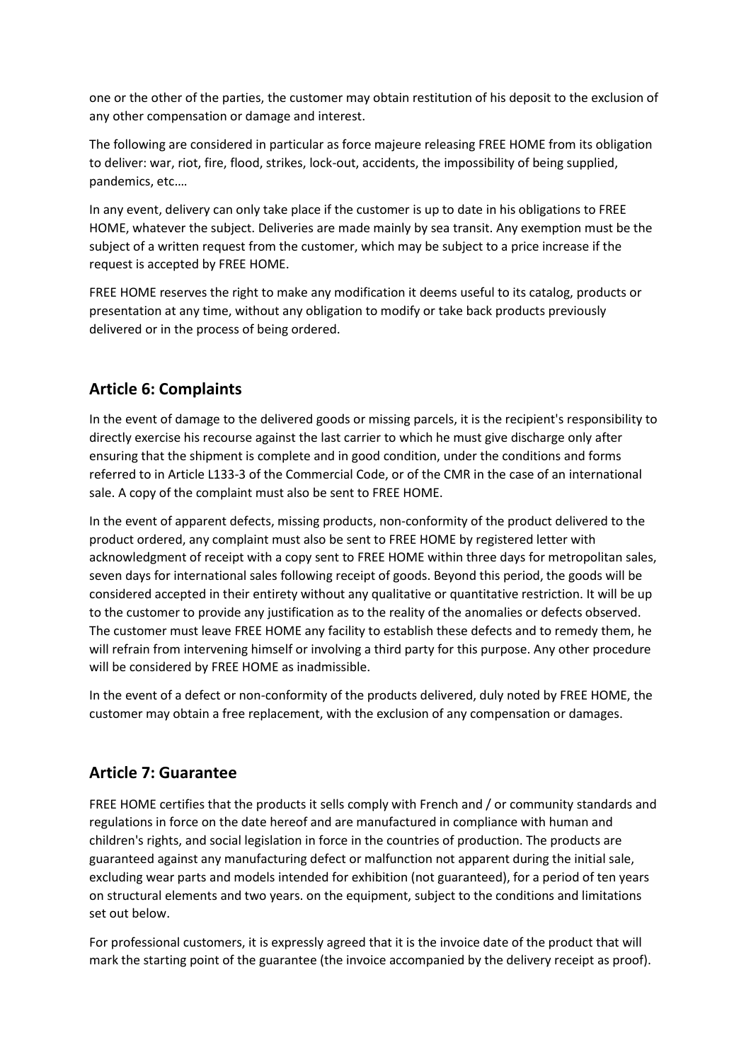one or the other of the parties, the customer may obtain restitution of his deposit to the exclusion of any other compensation or damage and interest.

The following are considered in particular as force majeure releasing FREE HOME from its obligation to deliver: war, riot, fire, flood, strikes, lock-out, accidents, the impossibility of being supplied, pandemics, etc.…

In any event, delivery can only take place if the customer is up to date in his obligations to FREE HOME, whatever the subject. Deliveries are made mainly by sea transit. Any exemption must be the subject of a written request from the customer, which may be subject to a price increase if the request is accepted by FREE HOME.

FREE HOME reserves the right to make any modification it deems useful to its catalog, products or presentation at any time, without any obligation to modify or take back products previously delivered or in the process of being ordered.

## Article 6: Complaints

In the event of damage to the delivered goods or missing parcels, it is the recipient's responsibility to directly exercise his recourse against the last carrier to which he must give discharge only after ensuring that the shipment is complete and in good condition, under the conditions and forms referred to in Article L133-3 of the Commercial Code, or of the CMR in the case of an international sale. A copy of the complaint must also be sent to FREE HOME.

In the event of apparent defects, missing products, non-conformity of the product delivered to the product ordered, any complaint must also be sent to FREE HOME by registered letter with acknowledgment of receipt with a copy sent to FREE HOME within three days for metropolitan sales, seven days for international sales following receipt of goods. Beyond this period, the goods will be considered accepted in their entirety without any qualitative or quantitative restriction. It will be up to the customer to provide any justification as to the reality of the anomalies or defects observed. The customer must leave FREE HOME any facility to establish these defects and to remedy them, he will refrain from intervening himself or involving a third party for this purpose. Any other procedure will be considered by FREE HOME as inadmissible.

In the event of a defect or non-conformity of the products delivered, duly noted by FREE HOME, the customer may obtain a free replacement, with the exclusion of any compensation or damages.

## Article 7: Guarantee

FREE HOME certifies that the products it sells comply with French and / or community standards and regulations in force on the date hereof and are manufactured in compliance with human and children's rights, and social legislation in force in the countries of production. The products are guaranteed against any manufacturing defect or malfunction not apparent during the initial sale, excluding wear parts and models intended for exhibition (not guaranteed), for a period of ten years on structural elements and two years. on the equipment, subject to the conditions and limitations set out below.

For professional customers, it is expressly agreed that it is the invoice date of the product that will mark the starting point of the guarantee (the invoice accompanied by the delivery receipt as proof).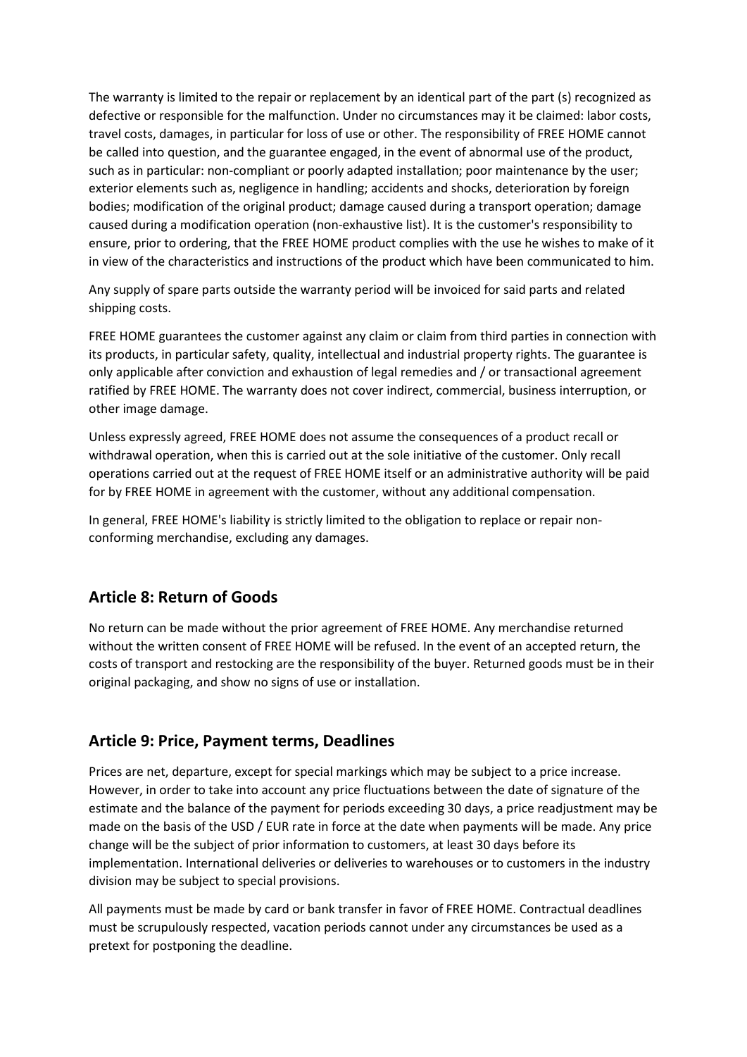The warranty is limited to the repair or replacement by an identical part of the part (s) recognized as defective or responsible for the malfunction. Under no circumstances may it be claimed: labor costs, travel costs, damages, in particular for loss of use or other. The responsibility of FREE HOME cannot be called into question, and the guarantee engaged, in the event of abnormal use of the product, such as in particular: non-compliant or poorly adapted installation; poor maintenance by the user; exterior elements such as, negligence in handling; accidents and shocks, deterioration by foreign bodies; modification of the original product; damage caused during a transport operation; damage caused during a modification operation (non-exhaustive list). It is the customer's responsibility to ensure, prior to ordering, that the FREE HOME product complies with the use he wishes to make of it in view of the characteristics and instructions of the product which have been communicated to him.

Any supply of spare parts outside the warranty period will be invoiced for said parts and related shipping costs.

FREE HOME guarantees the customer against any claim or claim from third parties in connection with its products, in particular safety, quality, intellectual and industrial property rights. The guarantee is only applicable after conviction and exhaustion of legal remedies and / or transactional agreement ratified by FREE HOME. The warranty does not cover indirect, commercial, business interruption, or other image damage.

Unless expressly agreed, FREE HOME does not assume the consequences of a product recall or withdrawal operation, when this is carried out at the sole initiative of the customer. Only recall operations carried out at the request of FREE HOME itself or an administrative authority will be paid for by FREE HOME in agreement with the customer, without any additional compensation.

In general, FREE HOME's liability is strictly limited to the obligation to replace or repair non-conforming merchandise, excluding any damages.

## Article 8: Return of Goods

No return can be made without the prior agreement of FREE HOME. Any merchandise returned without the written consent of FREE HOME will be refused. In the event of an accepted return, the costs of transport and restocking are the responsibility of the buyer. Returned goods must be in their original packaging, and show no signs of use or installation.

## Article 9: Price, Payment terms, Deadlines

Prices are net, departure, except for special markings which may be subject to a price increase. However, in order to take into account any price fluctuations between the date of signature of the estimate and the balance of the payment for periods exceeding 30 days, a price readjustment may be made on the basis of the USD / EUR rate in force at the date when payments will be made. Any price change will be the subject of prior information to customers, at least 30 days before its implementation. International deliveries or deliveries to warehouses or to customers in the industry division may be subject to special provisions.

All payments must be made by card or bank transfer in favor of FREE HOME. Contractual deadlines must be scrupulously respected, vacation periods cannot under any circumstances be used as a pretext for postponing the deadline.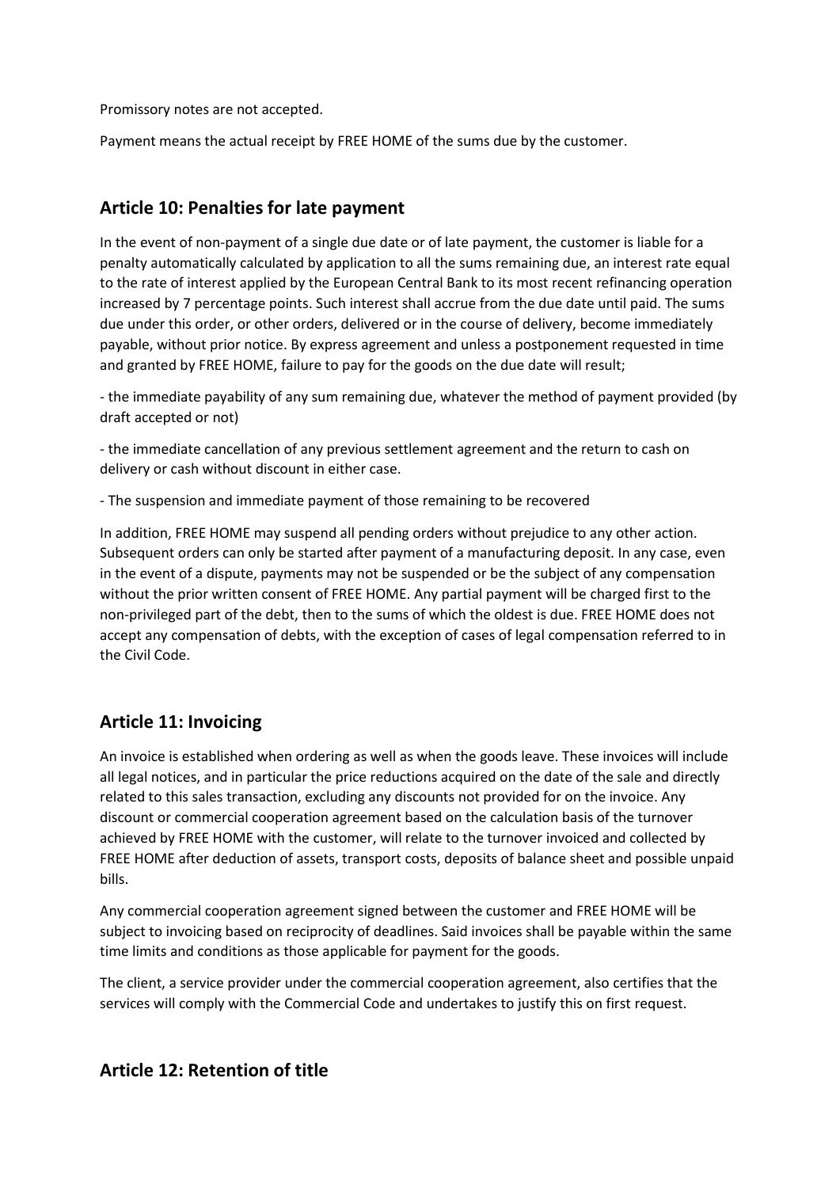Promissory notes are not accepted.

Payment means the actual receipt by FREE HOME of the sums due by the customer.

## Article 10: Penalties for late payment

In the event of non-payment of a single due date or of late payment, the customer is liable for a penalty automatically calculated by application to all the sums remaining due, an interest rate equal to the rate of interest applied by the European Central Bank to its most recent refinancing operation increased by 7 percentage points. Such interest shall accrue from the due date until paid. The sums due under this order, or other orders, delivered or in the course of delivery, become immediately payable, without prior notice. By express agreement and unless a postponement requested in time and granted by FREE HOME, failure to pay for the goods on the due date will result;

- the immediate payability of any sum remaining due, whatever the method of payment provided (by draft accepted or not)

- the immediate cancellation of any previous settlement agreement and the return to cash on delivery or cash without discount in either case.

- The suspension and immediate payment of those remaining to be recovered

In addition, FREE HOME may suspend all pending orders without prejudice to any other action. Subsequent orders can only be started after payment of a manufacturing deposit. In any case, even in the event of a dispute, payments may not be suspended or be the subject of any compensation without the prior written consent of FREE HOME. Any partial payment will be charged first to the non-privileged part of the debt, then to the sums of which the oldest is due. FREE HOME does not accept any compensation of debts, with the exception of cases of legal compensation referred to in the Civil Code.

## Article 11: Invoicing

An invoice is established when ordering as well as when the goods leave. These invoices will include all legal notices, and in particular the price reductions acquired on the date of the sale and directly related to this sales transaction, excluding any discounts not provided for on the invoice. Any discount or commercial cooperation agreement based on the calculation basis of the turnover achieved by FREE HOME with the customer, will relate to the turnover invoiced and collected by FREE HOME after deduction of assets, transport costs, deposits of balance sheet and possible unpaid bills.

Any commercial cooperation agreement signed between the customer and FREE HOME will be subject to invoicing based on reciprocity of deadlines. Said invoices shall be payable within the same time limits and conditions as those applicable for payment for the goods.

The client, a service provider under the commercial cooperation agreement, also certifies that the services will comply with the Commercial Code and undertakes to justify this on first request.

## Article 12: Retention of title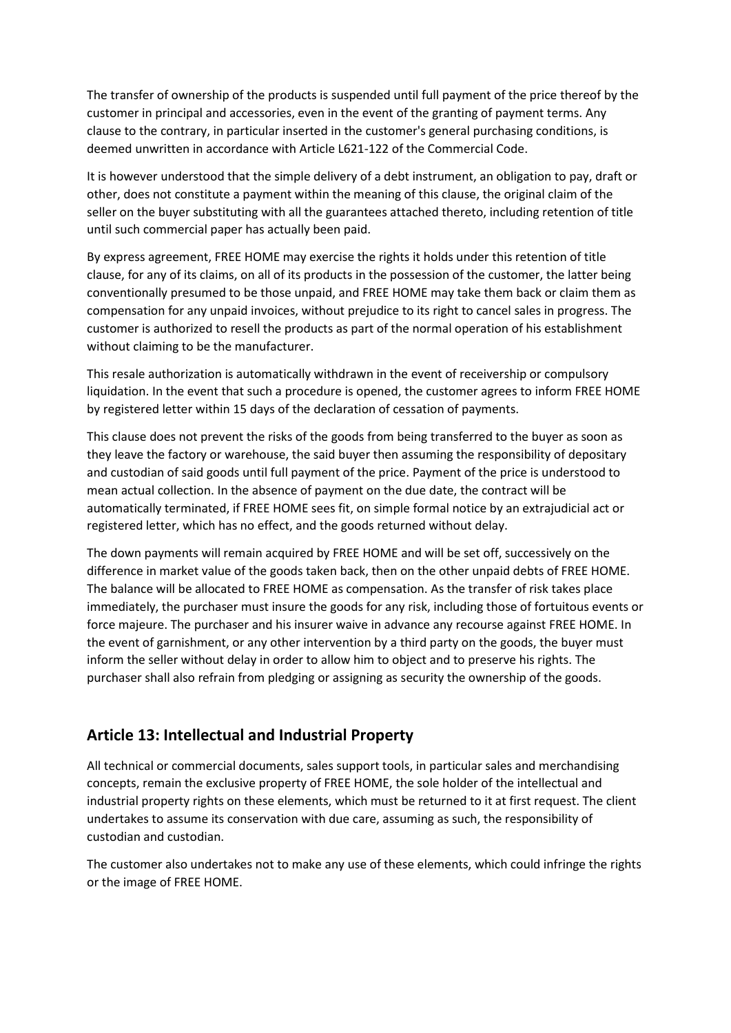The transfer of ownership of the products is suspended until full payment of the price thereof by the customer in principal and accessories, even in the event of the granting of payment terms. Any clause to the contrary, in particular inserted in the customer's general purchasing conditions, is deemed unwritten in accordance with Article L621-122 of the Commercial Code.

It is however understood that the simple delivery of a debt instrument, an obligation to pay, draft or other, does not constitute a payment within the meaning of this clause, the original claim of the seller on the buyer substituting with all the guarantees attached thereto, including retention of title until such commercial paper has actually been paid.

By express agreement, FREE HOME may exercise the rights it holds under this retention of title clause, for any of its claims, on all of its products in the possession of the customer, the latter being conventionally presumed to be those unpaid, and FREE HOME may take them back or claim them as compensation for any unpaid invoices, without prejudice to its right to cancel sales in progress. The customer is authorized to resell the products as part of the normal operation of his establishment without claiming to be the manufacturer.

This resale authorization is automatically withdrawn in the event of receivership or compulsory liquidation. In the event that such a procedure is opened, the customer agrees to inform FREE HOME by registered letter within 15 days of the declaration of cessation of payments.

This clause does not prevent the risks of the goods from being transferred to the buyer as soon as they leave the factory or warehouse, the said buyer then assuming the responsibility of depositary and custodian of said goods until full payment of the price. Payment of the price is understood to mean actual collection. In the absence of payment on the due date, the contract will be automatically terminated, if FREE HOME sees fit, on simple formal notice by an extrajudicial act or registered letter, which has no effect, and the goods returned without delay.

The down payments will remain acquired by FREE HOME and will be set off, successively on the difference in market value of the goods taken back, then on the other unpaid debts of FREE HOME. The balance will be allocated to FREE HOME as compensation. As the transfer of risk takes place immediately, the purchaser must insure the goods for any risk, including those of fortuitous events or force majeure. The purchaser and his insurer waive in advance any recourse against FREE HOME. In the event of garnishment, or any other intervention by a third party on the goods, the buyer must inform the seller without delay in order to allow him to object and to preserve his rights. The purchaser shall also refrain from pledging or assigning as security the ownership of the goods.

## Article 13: Intellectual and Industrial Property

All technical or commercial documents, sales support tools, in particular sales and merchandising concepts, remain the exclusive property of FREE HOME, the sole holder of the intellectual and industrial property rights on these elements, which must be returned to it at first request. The client undertakes to assume its conservation with due care, assuming as such, the responsibility of custodian and custodian.

The customer also undertakes not to make any use of these elements, which could infringe the rights or the image of FREE HOME.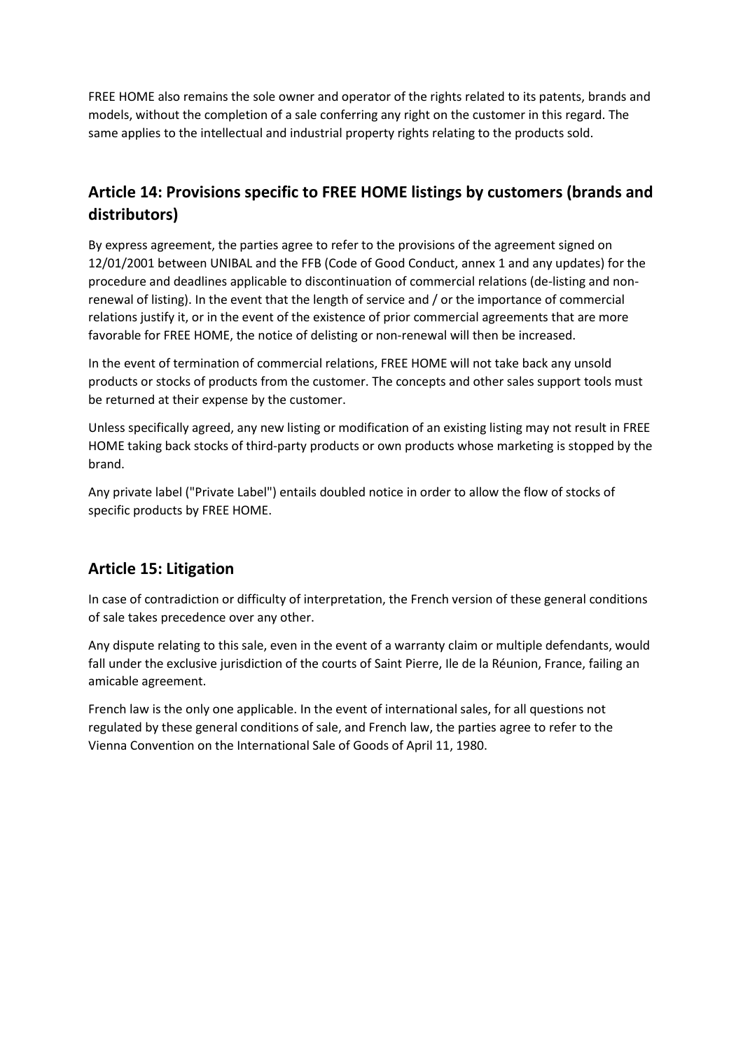FREE HOME also remains the sole owner and operator of the rights related to its patents, brands and models, without the completion of a sale conferring any right on the customer in this regard. The same applies to the intellectual and industrial property rights relating to the products sold.

## Article 14: Provisions specific to FREE HOME listings by customers (brands and distributors)

By express agreement, the parties agree to refer to the provisions of the agreement signed on 12/01/2001 between UNIBAL and the FFB (Code of Good Conduct, annex 1 and any updates) for the procedure and deadlines applicable to discontinuation of commercial relations (de-listing and non-renewal of listing). In the event that the length of service and / or the importance of commercial relations justify it, or in the event of the existence of prior commercial agreements that are more favorable for FREE HOME, the notice of delisting or non-renewal will then be increased.

In the event of termination of commercial relations, FREE HOME will not take back any unsold products or stocks of products from the customer. The concepts and other sales support tools must be returned at their expense by the customer.

Unless specifically agreed, any new listing or modification of an existing listing may not result in FREE HOME taking back stocks of third-party products or own products whose marketing is stopped by the brand.

Any private label ("Private Label") entails doubled notice in order to allow the flow of stocks of specific products by FREE HOME.

## Article 15: Litigation

In case of contradiction or difficulty of interpretation, the French version of these general conditions of sale takes precedence over any other.

Any dispute relating to this sale, even in the event of a warranty claim or multiple defendants, would fall under the exclusive jurisdiction of the courts of Saint Pierre, Ile de la Réunion, France, failing an amicable agreement.

French law is the only one applicable. In the event of international sales, for all questions not regulated by these general conditions of sale, and French law, the parties agree to refer to the Vienna Convention on the International Sale of Goods of April 11, 1980.